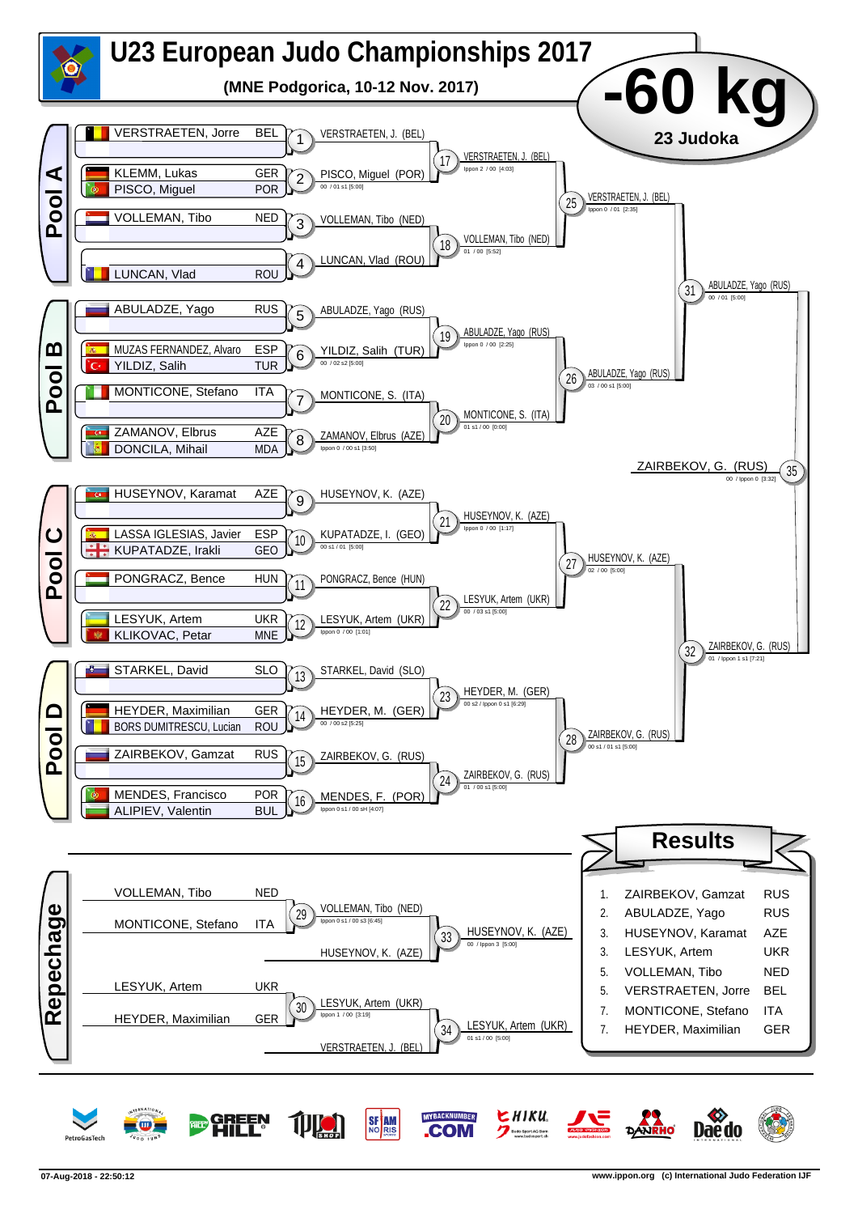# U23 European Judo Championships 2017

**(MNE Podgorica, 10-12 Nov. 2017)**

## -60 kg

**23 Judoka**

## Pool A

| Athlete | Nation |
|---|---|
| VERSTRAETEN, Jorre | BEL |
| KLEMM, Lukas | GER |
| PISCO, Miguel | POR |
| VOLLEMAN, Tibo | NED |
| LUNCAN, Vlad | ROU |

- 1: VERSTRAETEN, J. (BEL)
- 2: PISCO, Miguel (POR) — 00 / 01 s1 [5:00]
- 3: VOLLEMAN, Tibo (NED)
- 4: LUNCAN, Vlad (ROU)
- 17: VERSTRAETEN, J. (BEL) — Ippon 2 / 00 [4:03]
- 18: VOLLEMAN, Tibo (NED) — 01 / 00 [5:52]
- 25: VERSTRAETEN, J. (BEL) — Ippon 0 / 01 [2:35]

## Pool B

| Athlete | Nation |
|---|---|
| ABULADZE, Yago | RUS |
| MUZAS FERNANDEZ, Alvaro | ESP |
| YILDIZ, Salih | TUR |
| MONTICONE, Stefano | ITA |
| ZAMANOV, Elbrus | AZE |
| DONCILA, Mihail | MDA |

- 5: ABULADZE, Yago (RUS)
- 6: YILDIZ, Salih (TUR) — 00 / 02 s2 [5:00]
- 7: MONTICONE, S. (ITA)
- 8: ZAMANOV, Elbrus (AZE) — Ippon 0 / 00 s1 [3:50]
- 19: ABULADZE, Yago (RUS) — Ippon 0 / 00 [2:25]
- 20: MONTICONE, S. (ITA) — 01 s1 / 00 [0:00]
- 26: ABULADZE, Yago (RUS) — 03 / 00 s1 [5:00]
- 31: ABULADZE, Yago (RUS) — 00 / 01 [5:00]

## Pool C

| Athlete | Nation |
|---|---|
| HUSEYNOV, Karamat | AZE |
| LASSA IGLESIAS, Javier | ESP |
| KUPATADZE, Irakli | GEO |
| PONGRACZ, Bence | HUN |
| LESYUK, Artem | UKR |
| KLIKOVAC, Petar | MNE |

- 9: HUSEYNOV, K. (AZE)
- 10: KUPATADZE, I. (GEO) — 00 s1 / 01 [5:00]
- 11: PONGRACZ, Bence (HUN)
- 12: LESYUK, Artem (UKR) — Ippon 0 / 00 [1:01]
- 21: HUSEYNOV, K. (AZE) — Ippon 0 / 00 [1:17]
- 22: LESYUK, Artem (UKR) — 00 / 03 s1 [5:00]
- 27: HUSEYNOV, K. (AZE) — 02 / 00 [5:00]

## Pool D

| Athlete | Nation |
|---|---|
| STARKEL, David | SLO |
| HEYDER, Maximilian | GER |
| BORS DUMITRESCU, Lucian | ROU |
| ZAIRBEKOV, Gamzat | RUS |
| MENDES, Francisco | POR |
| ALIPIEV, Valentin | BUL |

- 13: STARKEL, David (SLO)
- 14: HEYDER, M. (GER) — 00 / 00 s2 [5:25]
- 15: ZAIRBEKOV, G. (RUS)
- 16: MENDES, F. (POR) — Ippon 0 s1 / 00 sH [4:07]
- 23: HEYDER, M. (GER) — 00 s2 / Ippon 0 s1 [6:29]
- 24: ZAIRBEKOV, G. (RUS) — 01 / 00 s1 [5:00]
- 28: ZAIRBEKOV, G. (RUS) — 00 s1 / 01 s1 [5:00]
- 32: ZAIRBEKOV, G. (RUS) — 01 / Ippon 1 s1 [7:21]

**Final — 35: ZAIRBEKOV, G. (RUS)** — 00 / Ippon 0 [3:32]

## Repechage

| Athlete | Nation |
|---|---|
| VOLLEMAN, Tibo | NED |
| MONTICONE, Stefano | ITA |
| LESYUK, Artem | UKR |
| HEYDER, Maximilian | GER |

- 29: VOLLEMAN, Tibo (NED) — Ippon 0 s1 / 00 s3 [6:45]
- 33: HUSEYNOV, K. (AZE) vs VOLLEMAN, Tibo (NED) — winner: HUSEYNOV, K. (AZE) — 00 / Ippon 3 [5:00]
- 30: LESYUK, Artem (UKR) — Ippon 1 / 00 [3:19]
- 34: LESYUK, Artem (UKR) vs VERSTRAETEN, J. (BEL) — winner: LESYUK, Artem (UKR) — 01 s1 / 00 [5:00]

## Results

| Place | Athlete | Nation |
|---|---|---|
| 1. | ZAIRBEKOV, Gamzat | RUS |
| 2. | ABULADZE, Yago | RUS |
| 3. | HUSEYNOV, Karamat | AZE |
| 3. | LESYUK, Artem | UKR |
| 5. | VOLLEMAN, Tibo | NED |
| 5. | VERSTRAETEN, Jorre | BEL |
| 7. | MONTICONE, Stefano | ITA |
| 7. | HEYDER, Maximilian | GER |

07-Aug-2018 - 22:50:12 www.ippon.org (c) International Judo Federation IJF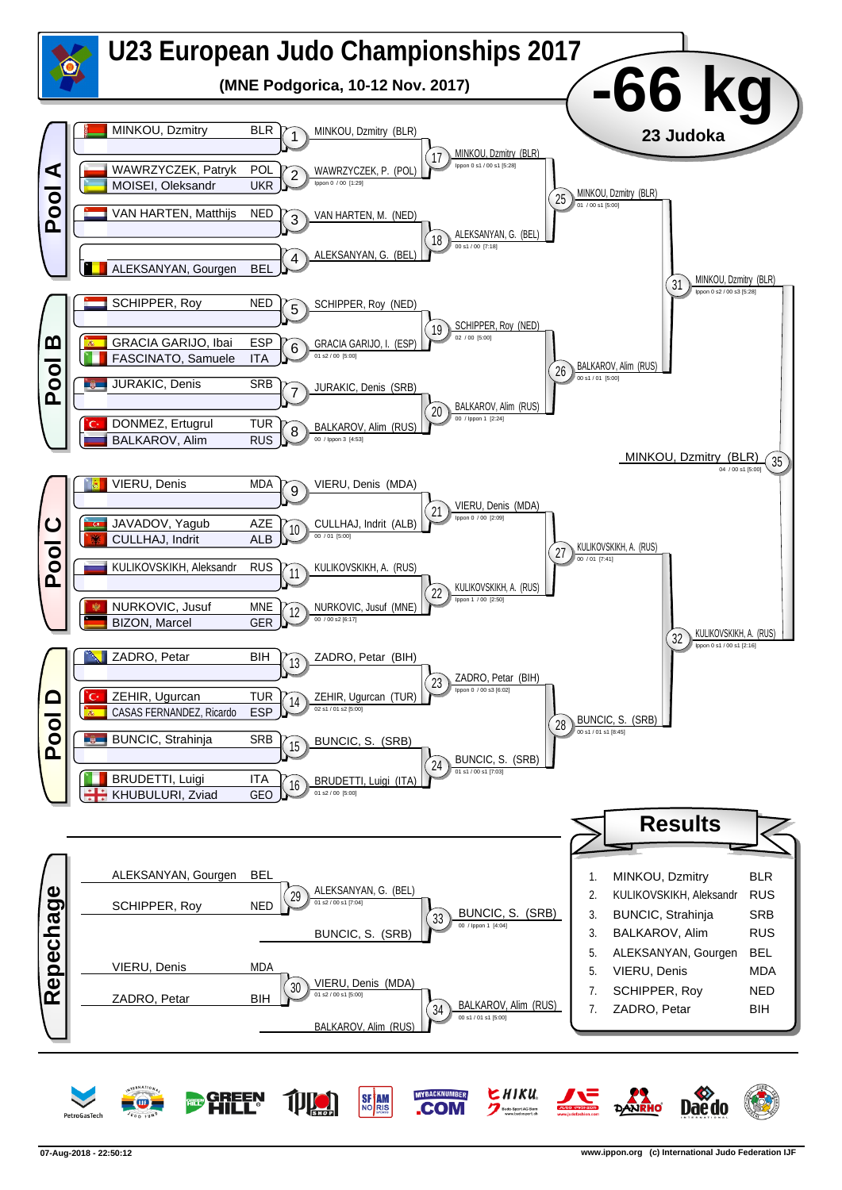# U23 European Judo Championships 2017

**(MNE Podgorica, 10-12 Nov. 2017)**

# -66 kg

**23 Judoka**

## Pool A

| Athlete | Country |
|---|---|
| MINKOU, Dzmitry | BLR |
| WAWRZYCZEK, Patryk | POL |
| MOISEI, Oleksandr | UKR |
| VAN HARTEN, Matthijs | NED |
| ALEKSANYAN, Gourgen | BEL |

- 1: MINKOU, Dzmitry (BLR)
- 2: WAWRZYCZEK, P. (POL) — Ippon 0 / 00 [1:29]
- 3: VAN HARTEN, M. (NED)
- 4: ALEKSANYAN, G. (BEL)
- 17: MINKOU, Dzmitry (BLR) — Ippon 0 s1 / 00 s1 [5:28]
- 18: ALEKSANYAN, G. (BEL) — 00 s1 / 00 [7:18]
- 25: MINKOU, Dzmitry (BLR) — 01 / 00 s1 [5:00]

## Pool B

| Athlete | Country |
|---|---|
| SCHIPPER, Roy | NED |
| GRACIA GARIJO, Ibai | ESP |
| FASCINATO, Samuele | ITA |
| JURAKIC, Denis | SRB |
| DONMEZ, Ertugrul | TUR |
| BALKAROV, Alim | RUS |

- 5: SCHIPPER, Roy (NED)
- 6: GRACIA GARIJO, I. (ESP) — 01 s2 / 00 [5:00]
- 7: JURAKIC, Denis (SRB)
- 8: BALKAROV, Alim (RUS) — 00 / Ippon 3 [4:53]
- 19: SCHIPPER, Roy (NED) — 02 / 00 [5:00]
- 20: BALKAROV, Alim (RUS) — 00 / Ippon 1 [2:24]
- 26: BALKAROV, Alim (RUS) — 00 s1 / 01 [5:00]

31: MINKOU, Dzmitry (BLR) — Ippon 0 s2 / 00 s3 [5:28]

## Pool C

| Athlete | Country |
|---|---|
| VIERU, Denis | MDA |
| JAVADOV, Yagub | AZE |
| CULLHAJ, Indrit | ALB |
| KULIKOVSKIKH, Aleksandr | RUS |
| NURKOVIC, Jusuf | MNE |
| BIZON, Marcel | GER |

- 9: VIERU, Denis (MDA)
- 10: CULLHAJ, Indrit (ALB) — 00 / 01 [5:00]
- 11: KULIKOVSKIKH, A. (RUS)
- 12: NURKOVIC, Jusuf (MNE) — 00 / 00 s2 [6:17]
- 21: VIERU, Denis (MDA) — Ippon 0 / 00 [2:09]
- 22: KULIKOVSKIKH, A. (RUS) — Ippon 1 / 00 [2:50]
- 27: KULIKOVSKIKH, A. (RUS) — 00 / 01 [7:41]

## Pool D

| Athlete | Country |
|---|---|
| ZADRO, Petar | BIH |
| ZEHIR, Ugurcan | TUR |
| CASAS FERNANDEZ, Ricardo | ESP |
| BUNCIC, Strahinja | SRB |
| BRUDETTI, Luigi | ITA |
| KHUBULURI, Zviad | GEO |

- 13: ZADRO, Petar (BIH)
- 14: ZEHIR, Ugurcan (TUR) — 02 s1 / 01 s2 [5:00]
- 15: BUNCIC, S. (SRB)
- 16: BRUDETTI, Luigi (ITA) — 01 s2 / 00 [5:00]
- 23: ZADRO, Petar (BIH) — Ippon 0 / 00 s3 [6:02]
- 24: BUNCIC, S. (SRB) — 01 s1 / 00 s1 [7:03]
- 28: BUNCIC, S. (SRB) — 00 s1 / 01 s1 [8:45]

32: KULIKOVSKIKH, A. (RUS) — Ippon 0 s1 / 00 s1 [2:16]

35: MINKOU, Dzmitry (BLR) — 04 / 00 s1 [5:00]

## Repechage

- 29: ALEKSANYAN, Gourgen (BEL) vs SCHIPPER, Roy (NED) → ALEKSANYAN, G. (BEL) — 01 s2 / 00 s1 [7:04]
- 33: ALEKSANYAN, G. (BEL) vs BUNCIC, S. (SRB) → BUNCIC, S. (SRB) — 00 / Ippon 1 [4:04]
- 30: VIERU, Denis (MDA) vs ZADRO, Petar (BIH) → VIERU, Denis (MDA) — 01 s2 / 00 s1 [5:00]
- 34: VIERU, Denis (MDA) vs BALKAROV, Alim (RUS) → BALKAROV, Alim (RUS) — 00 s1 / 01 s1 [5:00]

## Results

| Place | Athlete | Country |
|---|---|---|
| 1. | MINKOU, Dzmitry | BLR |
| 2. | KULIKOVSKIKH, Aleksandr | RUS |
| 3. | BUNCIC, Strahinja | SRB |
| 3. | BALKAROV, Alim | RUS |
| 5. | ALEKSANYAN, Gourgen | BEL |
| 5. | VIERU, Denis | MDA |
| 7. | SCHIPPER, Roy | NED |
| 7. | ZADRO, Petar | BIH |

07-Aug-2018 - 22:50:12 www.ippon.org (c) International Judo Federation IJF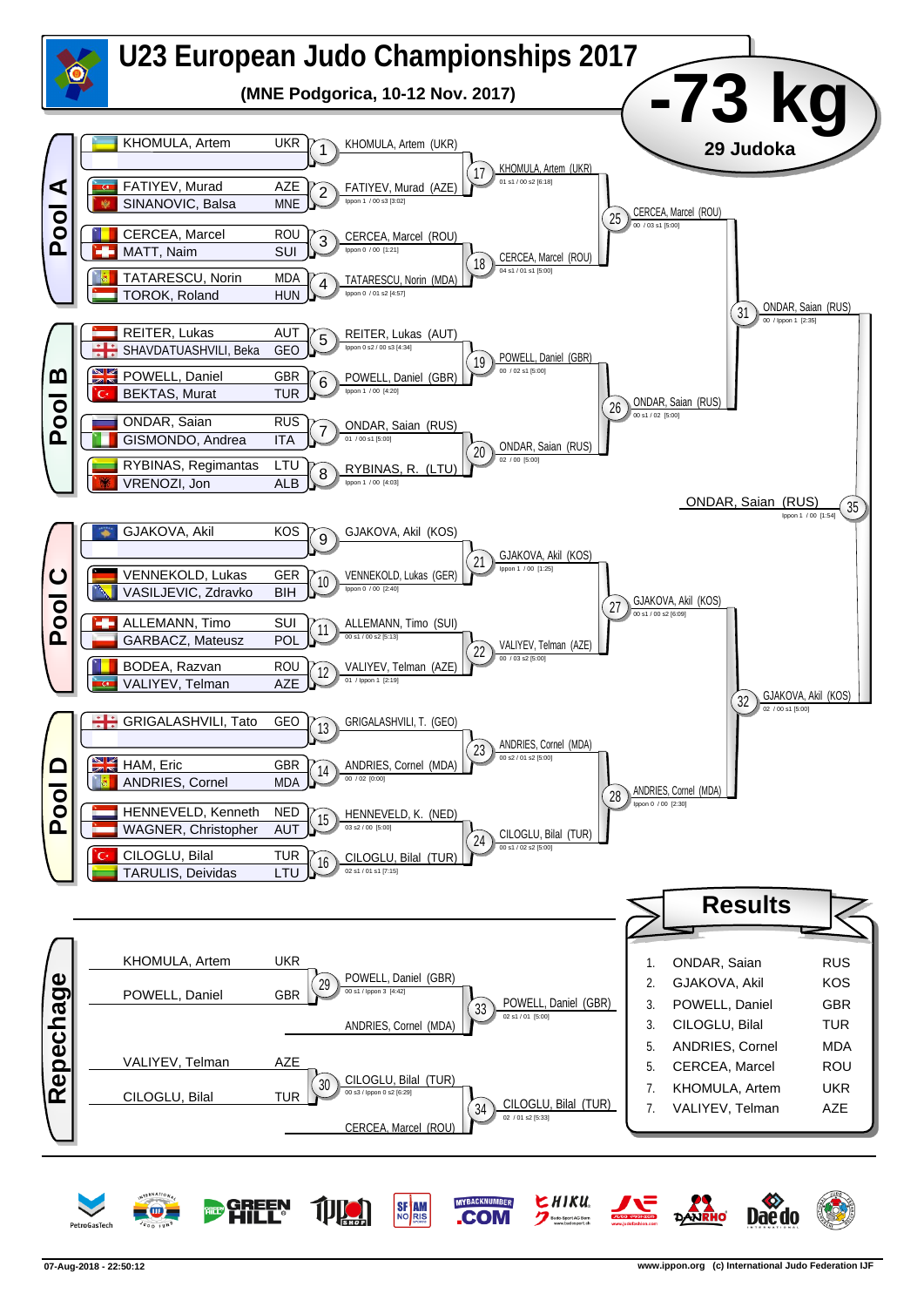# U23 European Judo Championships 2017

**(MNE Podgorica, 10-12 Nov. 2017)**

# -73 kg

**29 Judoka**

## Pool A

| Athlete | Nation |
|---|---|
| KHOMULA, Artem | UKR |
| FATIYEV, Murad | AZE |
| SINANOVIC, Balsa | MNE |
| CERCEA, Marcel | ROU |
| MATT, Naim | SUI |
| TATARESCU, Norin | MDA |
| TOROK, Roland | HUN |

- 1: KHOMULA, Artem (UKR)
- 2: FATIYEV, Murad (AZE) — Ippon 1 / 00 s3 [3:02]
- 3: CERCEA, Marcel (ROU) — Ippon 0 / 00 [1:21]
- 4: TATARESCU, Norin (MDA) — Ippon 0 / 01 s2 [4:57]
- 17: KHOMULA, Artem (UKR) — 01 s1 / 00 s2 [6:18]
- 18: CERCEA, Marcel (ROU) — 04 s1 / 01 s1 [5:00]
- 25: CERCEA, Marcel (ROU) — 00 / 03 s1 [5:00]

## Pool B

| Athlete | Nation |
|---|---|
| REITER, Lukas | AUT |
| SHAVDATUASHVILI, Beka | GEO |
| POWELL, Daniel | GBR |
| BEKTAS, Murat | TUR |
| ONDAR, Saian | RUS |
| GISMONDO, Andrea | ITA |
| RYBINAS, Regimantas | LTU |
| VRENOZI, Jon | ALB |

- 5: REITER, Lukas (AUT) — Ippon 0 s2 / 00 s3 [4:34]
- 6: POWELL, Daniel (GBR) — Ippon 1 / 00 [4:20]
- 7: ONDAR, Saian (RUS) — 01 / 00 s1 [5:00]
- 8: RYBINAS, R. (LTU) — Ippon 1 / 00 [4:03]
- 19: POWELL, Daniel (GBR) — 00 / 02 s1 [5:00]
- 20: ONDAR, Saian (RUS) — 02 / 00 [5:00]
- 26: ONDAR, Saian (RUS) — 00 s1 / 02 [5:00]
- 31: ONDAR, Saian (RUS) — 00 / Ippon 1 [2:35]

## Pool C

| Athlete | Nation |
|---|---|
| GJAKOVA, Akil | KOS |
| VENNEKOLD, Lukas | GER |
| VASILJEVIC, Zdravko | BIH |
| ALLEMANN, Timo | SUI |
| GARBACZ, Mateusz | POL |
| BODEA, Razvan | ROU |
| VALIYEV, Telman | AZE |

- 9: GJAKOVA, Akil (KOS)
- 10: VENNEKOLD, Lukas (GER) — Ippon 0 / 00 [2:40]
- 11: ALLEMANN, Timo (SUI) — 00 s1 / 00 s2 [5:13]
- 12: VALIYEV, Telman (AZE) — 01 / Ippon 1 [2:19]
- 21: GJAKOVA, Akil (KOS) — Ippon 1 / 00 [1:25]
- 22: VALIYEV, Telman (AZE) — 00 / 03 s2 [5:00]
- 27: GJAKOVA, Akil (KOS) — 00 s1 / 00 s2 [6:09]

## Pool D

| Athlete | Nation |
|---|---|
| GRIGALASHVILI, Tato | GEO |
| HAM, Eric | GBR |
| ANDRIES, Cornel | MDA |
| HENNEVELD, Kenneth | NED |
| WAGNER, Christopher | AUT |
| CILOGLU, Bilal | TUR |
| TARULIS, Deividas | LTU |

- 13: GRIGALASHVILI, T. (GEO)
- 14: ANDRIES, Cornel (MDA) — 00 / 02 [0:00]
- 15: HENNEVELD, K. (NED) — 03 s2 / 00 [5:00]
- 16: CILOGLU, Bilal (TUR) — 02 s1 / 01 s1 [7:15]
- 23: ANDRIES, Cornel (MDA) — 00 s2 / 01 s2 [5:00]
- 24: CILOGLU, Bilal (TUR) — 00 s1 / 02 s2 [5:00]
- 28: ANDRIES, Cornel (MDA) — Ippon 0 / 00 [2:30]
- 32: GJAKOVA, Akil (KOS) — 02 / 00 s1 [5:00]

## Final

- 35: ONDAR, Saian (RUS) — Ippon 1 / 00 [1:54]

## Repechage

- 29: KHOMULA, Artem (UKR) vs POWELL, Daniel (GBR) → POWELL, Daniel (GBR) — 00 s1 / Ippon 3 [4:42]
- 30: VALIYEV, Telman (AZE) vs CILOGLU, Bilal (TUR) → CILOGLU, Bilal (TUR) — 00 s3 / Ippon 0 s2 [6:29]
- 33: POWELL, Daniel (GBR) vs ANDRIES, Cornel (MDA) → POWELL, Daniel (GBR) — 02 s1 / 01 [5:00]
- 34: CILOGLU, Bilal (TUR) vs CERCEA, Marcel (ROU) → CILOGLU, Bilal (TUR) — 02 / 01 s2 [5:33]

## Results

| Place | Athlete | Nation |
|---|---|---|
| 1. | ONDAR, Saian | RUS |
| 2. | GJAKOVA, Akil | KOS |
| 3. | POWELL, Daniel | GBR |
| 3. | CILOGLU, Bilal | TUR |
| 5. | ANDRIES, Cornel | MDA |
| 5. | CERCEA, Marcel | ROU |
| 7. | KHOMULA, Artem | UKR |
| 7. | VALIYEV, Telman | AZE |

07-Aug-2018 - 22:50:12 — www.ippon.org (c) International Judo Federation IJF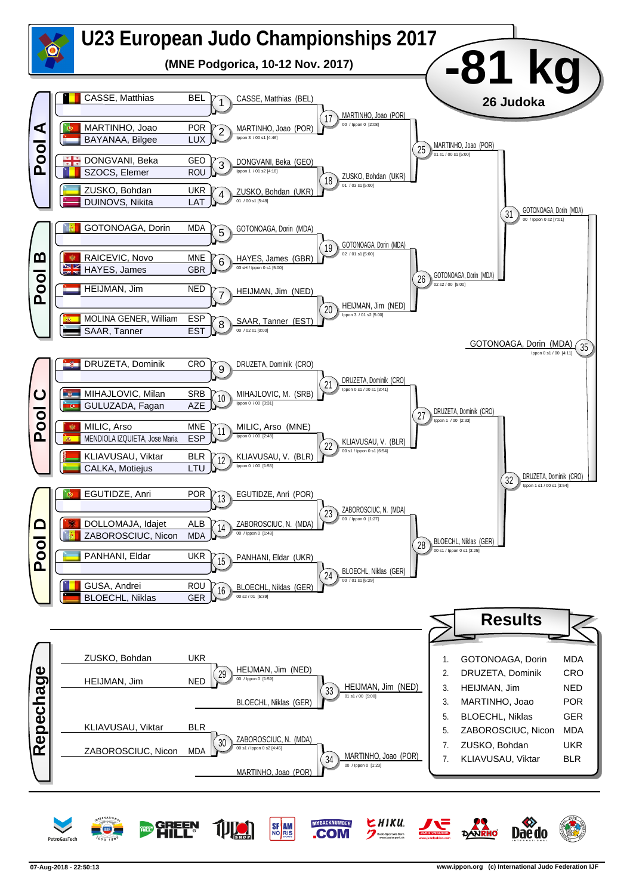# U23 European Judo Championships 2017

**(MNE Podgorica, 10-12 Nov. 2017)**

# -81 kg

**26 Judoka**

## Pool A

| Athlete | Nation |
|---|---|
| CASSE, Matthias | BEL |
| MARTINHO, Joao | POR |
| BAYANAA, Bilgee | LUX |
| DONGVANI, Beka | GEO |
| SZOCS, Elemer | ROU |
| ZUSKO, Bohdan | UKR |
| DUINOVS, Nikita | LAT |

- 1: CASSE, Matthias (BEL)
- 2: MARTINHO, Joao (POR) — Ippon 3 / 00 s1 [4:46]
- 3: DONGVANI, Beka (GEO) — Ippon 1 / 01 s2 [4:18]
- 4: ZUSKO, Bohdan (UKR) — 01 / 00 s1 [5:48]
- 17: MARTINHO, Joao (POR) — 00 / Ippon 0 [2:08]
- 18: ZUSKO, Bohdan (UKR) — 01 / 03 s1 [5:00]
- 25: MARTINHO, Joao (POR) — 01 s1 / 00 s1 [5:00]

## Pool B

| Athlete | Nation |
|---|---|
| GOTONOAGA, Dorin | MDA |
| RAICEVIC, Novo | MNE |
| HAYES, James | GBR |
| HEIJMAN, Jim | NED |
| MOLINA GENER, William | ESP |
| SAAR, Tanner | EST |

- 5: GOTONOAGA, Dorin (MDA)
- 6: HAYES, James (GBR) — 03 sH / Ippon 0 s1 [5:00]
- 7: HEIJMAN, Jim (NED)
- 8: SAAR, Tanner (EST) — 00 / 02 s1 [0:00]
- 19: GOTONOAGA, Dorin (MDA) — 02 / 01 s1 [5:00]
- 20: HEIJMAN, Jim (NED) — Ippon 3 / 01 s2 [5:00]
- 26: GOTONOAGA, Dorin (MDA) — 02 s2 / 00 [5:00]
- 31: GOTONOAGA, Dorin (MDA) — 00 / Ippon 0 s2 [7:01]

## Pool C

| Athlete | Nation |
|---|---|
| DRUZETA, Dominik | CRO |
| MIHAJLOVIC, Milan | SRB |
| GULUZADA, Fagan | AZE |
| MILIC, Arso | MNE |
| MENDIOLA IZQUIETA, Jose Maria | ESP |
| KLIAVUSAU, Viktar | BLR |
| CALKA, Motiejus | LTU |

- 9: DRUZETA, Dominik (CRO)
- 10: MIHAJLOVIC, M. (SRB) — Ippon 0 / 00 [3:31]
- 11: MILIC, Arso (MNE) — Ippon 0 / 00 [2:48]
- 12: KLIAVUSAU, V. (BLR) — Ippon 0 / 00 [1:55]
- 21: DRUZETA, Dominik (CRO) — Ippon 0 s1 / 00 s1 [3:41]
- 22: KLIAVUSAU, V. (BLR) — 00 s1 / Ippon 0 s1 [6:54]
- 27: DRUZETA, Dominik (CRO) — Ippon 1 / 00 [2:33]

## Pool D

| Athlete | Nation |
|---|---|
| EGUTIDZE, Anri | POR |
| DOLLOMAJA, Idajet | ALB |
| ZABOROSCIUC, Nicon | MDA |
| PANHANI, Eldar | UKR |
| GUSA, Andrei | ROU |
| BLOECHL, Niklas | GER |

- 13: EGUTIDZE, Anri (POR)
- 14: ZABOROSCIUC, N. (MDA) — 00 / Ippon 0 [1:48]
- 15: PANHANI, Eldar (UKR)
- 16: BLOECHL, Niklas (GER) — 00 s2 / 01 [5:39]
- 23: ZABOROSCIUC, N. (MDA) — 00 / Ippon 0 [1:27]
- 24: BLOECHL, Niklas (GER) — 00 / 01 s1 [6:29]
- 28: BLOECHL, Niklas (GER) — 00 s1 / Ippon 0 s1 [3:25]
- 32: DRUZETA, Dominik (CRO) — Ippon 1 s1 / 00 s1 [3:54]

## Final

- 35: GOTONOAGA, Dorin (MDA) — Ippon 0 s1 / 00 [4:11]

## Repechage

| Athlete | Nation |
|---|---|
| ZUSKO, Bohdan | UKR |
| HEIJMAN, Jim | NED |
| KLIAVUSAU, Viktar | BLR |
| ZABOROSCIUC, Nicon | MDA |

- 29: HEIJMAN, Jim (NED) — 00 / Ippon 0 [1:59]
- 33: HEIJMAN, Jim (NED) vs BLOECHL, Niklas (GER) — 01 s1 / 00 [5:00]
- 30: ZABOROSCIUC, N. (MDA) — 00 s1 / Ippon 0 s2 [4:45]
- 34: MARTINHO, Joao (POR) vs ZABOROSCIUC, N. (MDA) — 00 / Ippon 0 [1:23]

## Results

| Place | Athlete | Nation |
|---|---|---|
| 1. | GOTONOAGA, Dorin | MDA |
| 2. | DRUZETA, Dominik | CRO |
| 3. | HEIJMAN, Jim | NED |
| 3. | MARTINHO, Joao | POR |
| 5. | BLOECHL, Niklas | GER |
| 5. | ZABOROSCIUC, Nicon | MDA |
| 7. | ZUSKO, Bohdan | UKR |
| 7. | KLIAVUSAU, Viktar | BLR |

07-Aug-2018 - 22:50:13

www.ippon.org (c) International Judo Federation IJF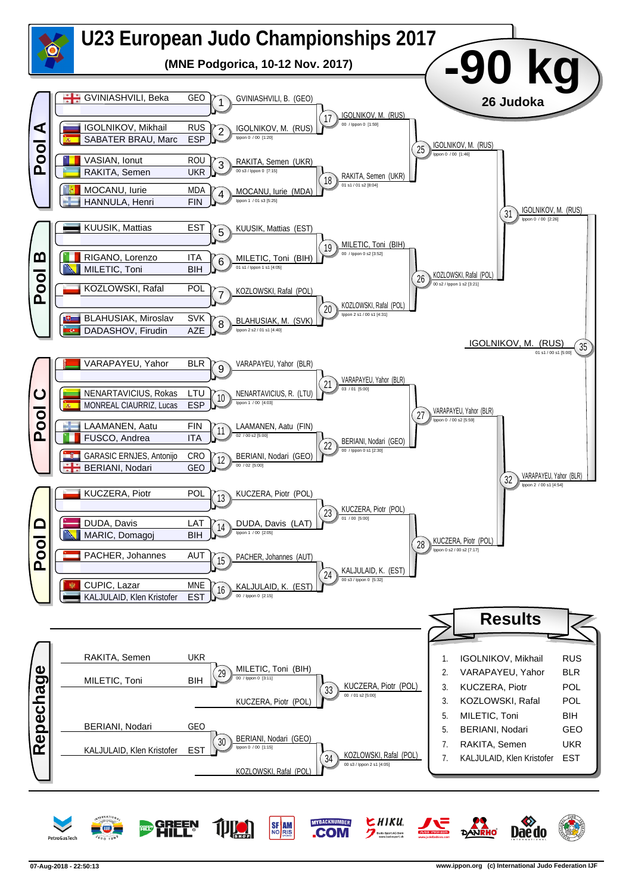# U23 European Judo Championships 2017

**(MNE Podgorica, 10-12 Nov. 2017)**

# -90 kg

**26 Judoka**

## Pool A

| Athlete | Nation |
|---|---|
| GVINIASHVILI, Beka | GEO |
| IGOLNIKOV, Mikhail | RUS |
| SABATER BRAU, Marc | ESP |
| VASIAN, Ionut | ROU |
| RAKITA, Semen | UKR |
| MOCANU, Iurie | MDA |
| HANNULA, Henri | FIN |

- 1: GVINIASHVILI, B. (GEO)
- 2: IGOLNIKOV, M. (RUS) — Ippon 0 / 00 [1:20]
- 3: RAKITA, Semen (UKR) — 00 s3 / Ippon 0 [7:15]
- 4: MOCANU, Iurie (MDA) — Ippon 1 / 01 s3 [5:25]
- 17: IGOLNIKOV, M. (RUS) — 00 / Ippon 0 [1:59]
- 18: RAKITA, Semen (UKR) — 01 s1 / 01 s2 [8:04]
- 25: IGOLNIKOV, M. (RUS) — Ippon 0 / 00 [1:46]

## Pool B

| Athlete | Nation |
|---|---|
| KUUSIK, Mattias | EST |
| RIGANO, Lorenzo | ITA |
| MILETIC, Toni | BIH |
| KOZLOWSKI, Rafal | POL |
| BLAHUSIAK, Miroslav | SVK |
| DADASHOV, Firudin | AZE |

- 5: KUUSIK, Mattias (EST)
- 6: MILETIC, Toni (BIH) — 01 s1 / Ippon 1 s1 [4:05]
- 7: KOZLOWSKI, Rafal (POL)
- 8: BLAHUSIAK, M. (SVK) — Ippon 2 s2 / 01 s1 [4:40]
- 19: MILETIC, Toni (BIH) — 00 / Ippon 0 s2 [3:52]
- 20: KOZLOWSKI, Rafal (POL) — Ippon 2 s1 / 00 s1 [4:31]
- 26: KOZLOWSKI, Rafal (POL) — 00 s2 / Ippon 1 s2 [3:21]
- 31: IGOLNIKOV, M. (RUS) — Ippon 0 / 00 [2:26]

## Final

- 35: IGOLNIKOV, M. (RUS) — 01 s1 / 00 s1 [5:00]

## Pool C

| Athlete | Nation |
|---|---|
| VARAPAYEU, Yahor | BLR |
| NENARTAVICIUS, Rokas | LTU |
| MONREAL CIAURRIZ, Lucas | ESP |
| LAAMANEN, Aatu | FIN |
| FUSCO, Andrea | ITA |
| GARASIC ERNJES, Antonijo | CRO |
| BERIANI, Nodari | GEO |

- 9: VARAPAYEU, Yahor (BLR)
- 10: NENARTAVICIUS, R. (LTU) — Ippon 1 / 00 [4:03]
- 11: LAAMANEN, Aatu (FIN) — 02 / 00 s2 [5:00]
- 12: BERIANI, Nodari (GEO) — 00 / 02 [5:00]
- 21: VARAPAYEU, Yahor (BLR) — 03 / 01 [5:00]
- 22: BERIANI, Nodari (GEO) — 00 / Ippon 0 s1 [2:30]
- 27: VARAPAYEU, Yahor (BLR) — Ippon 0 / 00 s2 [5:59]
- 32: VARAPAYEU, Yahor (BLR) — Ippon 2 / 00 s1 [4:54]

## Pool D

| Athlete | Nation |
|---|---|
| KUCZERA, Piotr | POL |
| DUDA, Davis | LAT |
| MARIC, Domagoj | BIH |
| PACHER, Johannes | AUT |
| CUPIC, Lazar | MNE |
| KALJULAID, Klen Kristofer | EST |

- 13: KUCZERA, Piotr (POL)
- 14: DUDA, Davis (LAT) — Ippon 1 / 00 [2:05]
- 15: PACHER, Johannes (AUT)
- 16: KALJULAID, K. (EST) — 00 / Ippon 0 [2:15]
- 23: KUCZERA, Piotr (POL) — 01 / 00 [5:00]
- 24: KALJULAID, K. (EST) — 00 s3 / Ippon 0 [5:32]
- 28: KUCZERA, Piotr (POL) — Ippon 0 s2 / 00 s2 [7:17]

## Repechage

| Athlete | Nation |
|---|---|
| RAKITA, Semen | UKR |
| MILETIC, Toni | BIH |
| BERIANI, Nodari | GEO |
| KALJULAID, Klen Kristofer | EST |

- 29: MILETIC, Toni (BIH) — 00 / Ippon 0 [3:11]
- 33: KUCZERA, Piotr (POL) vs MILETIC — KUCZERA, Piotr (POL) — 00 / 01 s2 [5:00]
- 30: BERIANI, Nodari (GEO) — Ippon 0 / 00 [1:15]
- 34: KOZLOWSKI, Rafal (POL) vs BERIANI — KOZLOWSKI, Rafal (POL) — 00 s3 / Ippon 2 s1 [4:05]

## Results

| Place | Name | Nation |
|---|---|---|
| 1. | IGOLNIKOV, Mikhail | RUS |
| 2. | VARAPAYEU, Yahor | BLR |
| 3. | KUCZERA, Piotr | POL |
| 3. | KOZLOWSKI, Rafal | POL |
| 5. | MILETIC, Toni | BIH |
| 5. | BERIANI, Nodari | GEO |
| 7. | RAKITA, Semen | UKR |
| 7. | KALJULAID, Klen Kristofer | EST |

07-Aug-2018 - 22:50:13 — www.ippon.org (c) International Judo Federation IJF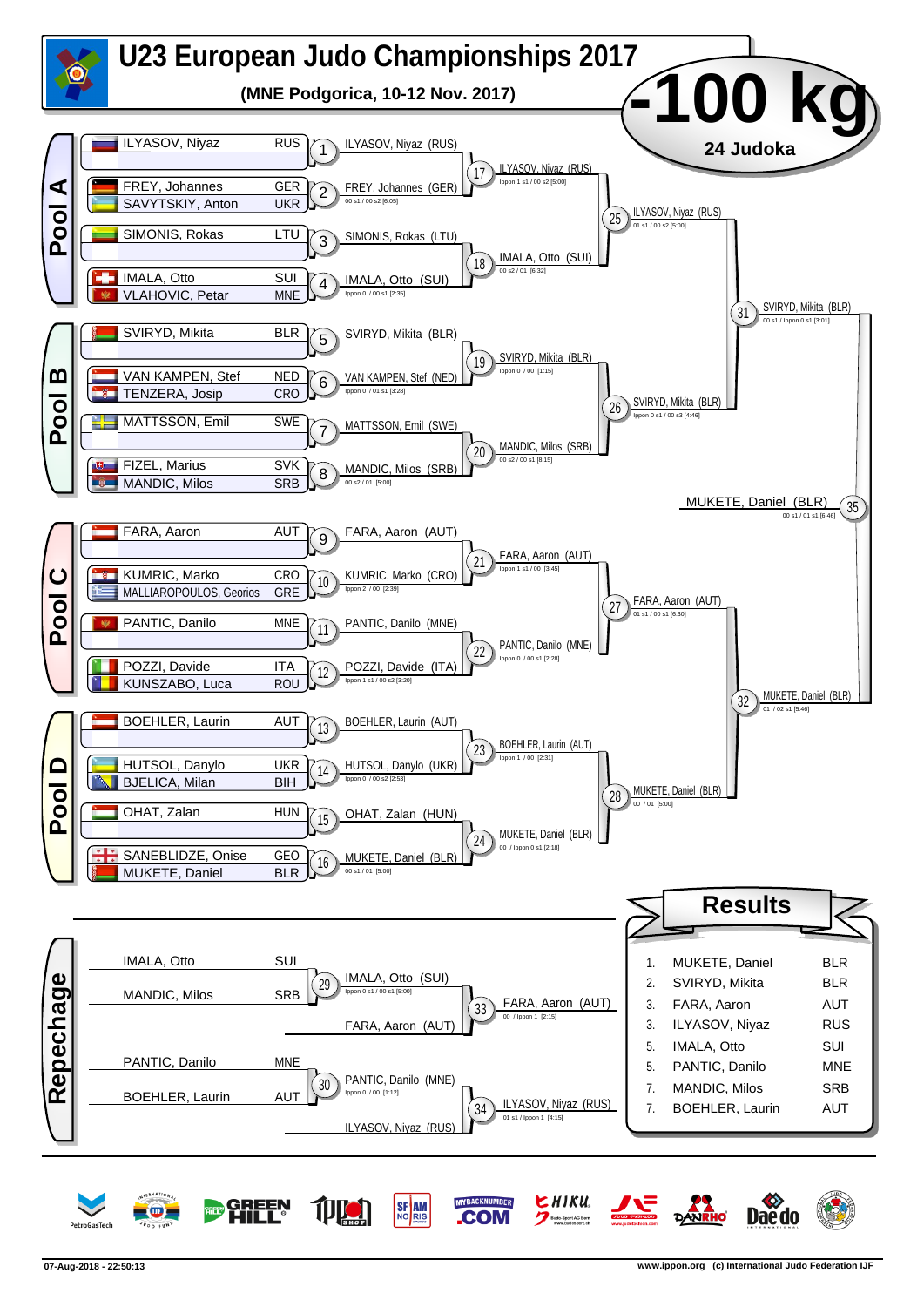# U23 European Judo Championships 2017

**(MNE Podgorica, 10-12 Nov. 2017)**

# -100 kg

**24 Judoka**

## Pool A

| Judoka | Nation |
|---|---|
| ILYASOV, Niyaz | RUS |
| FREY, Johannes | GER |
| SAVYTSKIY, Anton | UKR |
| SIMONIS, Rokas | LTU |
| IMALA, Otto | SUI |
| VLAHOVIC, Petar | MNE |

- 1: ILYASOV, Niyaz (RUS)
- 2: FREY, Johannes (GER) — 00 s1 / 00 s2 [6:05]
- 3: SIMONIS, Rokas (LTU)
- 4: IMALA, Otto (SUI) — Ippon 0 / 00 s1 [2:35]
- 17: ILYASOV, Niyaz (RUS) — Ippon 1 s1 / 00 s2 [5:00]
- 18: IMALA, Otto (SUI) — 00 s2 / 01 [6:32]
- 25: ILYASOV, Niyaz (RUS) — 01 s1 / 00 s2 [5:00]

## Pool B

| Judoka | Nation |
|---|---|
| SVIRYD, Mikita | BLR |
| VAN KAMPEN, Stef | NED |
| TENZERA, Josip | CRO |
| MATTSSON, Emil | SWE |
| FIZEL, Marius | SVK |
| MANDIC, Milos | SRB |

- 5: SVIRYD, Mikita (BLR)
- 6: VAN KAMPEN, Stef (NED) — Ippon 0 / 01 s1 [3:28]
- 7: MATTSSON, Emil (SWE)
- 8: MANDIC, Milos (SRB) — 00 s2 / 01 [5:00]
- 19: SVIRYD, Mikita (BLR) — Ippon 0 / 00 [1:15]
- 20: MANDIC, Milos (SRB) — 00 s2 / 00 s1 [8:15]
- 26: SVIRYD, Mikita (BLR) — Ippon 0 s1 / 00 s3 [4:46]
- 31: SVIRYD, Mikita (BLR) — 00 s1 / Ippon 0 s1 [3:01]

## Pool C

| Judoka | Nation |
|---|---|
| FARA, Aaron | AUT |
| KUMRIC, Marko | CRO |
| MALLIAROPOULOS, Georios | GRE |
| PANTIC, Danilo | MNE |
| POZZI, Davide | ITA |
| KUNSZABO, Luca | ROU |

- 9: FARA, Aaron (AUT)
- 10: KUMRIC, Marko (CRO) — Ippon 2 / 00 [2:39]
- 11: PANTIC, Danilo (MNE)
- 12: POZZI, Davide (ITA) — Ippon 1 s1 / 00 s2 [3:20]
- 21: FARA, Aaron (AUT) — Ippon 1 s1 / 00 [3:45]
- 22: PANTIC, Danilo (MNE) — Ippon 0 / 00 s1 [2:28]
- 27: FARA, Aaron (AUT) — 01 s1 / 00 s1 [6:30]

## Pool D

| Judoka | Nation |
|---|---|
| BOEHLER, Laurin | AUT |
| HUTSOL, Danylo | UKR |
| BJELICA, Milan | BIH |
| OHAT, Zalan | HUN |
| SANEBLIDZE, Onise | GEO |
| MUKETE, Daniel | BLR |

- 13: BOEHLER, Laurin (AUT)
- 14: HUTSOL, Danylo (UKR) — Ippon 0 / 00 s2 [2:53]
- 15: OHAT, Zalan (HUN)
- 16: MUKETE, Daniel (BLR) — 00 s1 / 01 [5:00]
- 23: BOEHLER, Laurin (AUT) — Ippon 1 / 00 [2:31]
- 24: MUKETE, Daniel (BLR) — 00 / Ippon 0 s1 [2:18]
- 28: MUKETE, Daniel (BLR) — 00 / 01 [5:00]
- 32: MUKETE, Daniel (BLR) — 01 / 02 s1 [5:46]

## Final

- 35: MUKETE, Daniel (BLR) — 00 s1 / 01 s1 [6:46]

## Repechage

- 29: IMALA, Otto (SUI) vs MANDIC, Milos (SRB) → IMALA, Otto (SUI) — Ippon 0 s1 / 00 s1 [5:00]
- 33: IMALA, Otto (SUI) vs FARA, Aaron (AUT) → FARA, Aaron (AUT) — 00 / Ippon 1 [2:15]
- 30: PANTIC, Danilo (MNE) vs BOEHLER, Laurin (AUT) → PANTIC, Danilo (MNE) — Ippon 0 / 00 [1:12]
- 34: PANTIC, Danilo (MNE) vs ILYASOV, Niyaz (RUS) → ILYASOV, Niyaz (RUS) — 01 s1 / Ippon 1 [4:15]

## Results

| Place | Name | Nation |
|---|---|---|
| 1. | MUKETE, Daniel | BLR |
| 2. | SVIRYD, Mikita | BLR |
| 3. | FARA, Aaron | AUT |
| 3. | ILYASOV, Niyaz | RUS |
| 5. | IMALA, Otto | SUI |
| 5. | PANTIC, Danilo | MNE |
| 7. | MANDIC, Milos | SRB |
| 7. | BOEHLER, Laurin | AUT |

07-Aug-2018 - 22:50:13 www.ippon.org (c) International Judo Federation IJF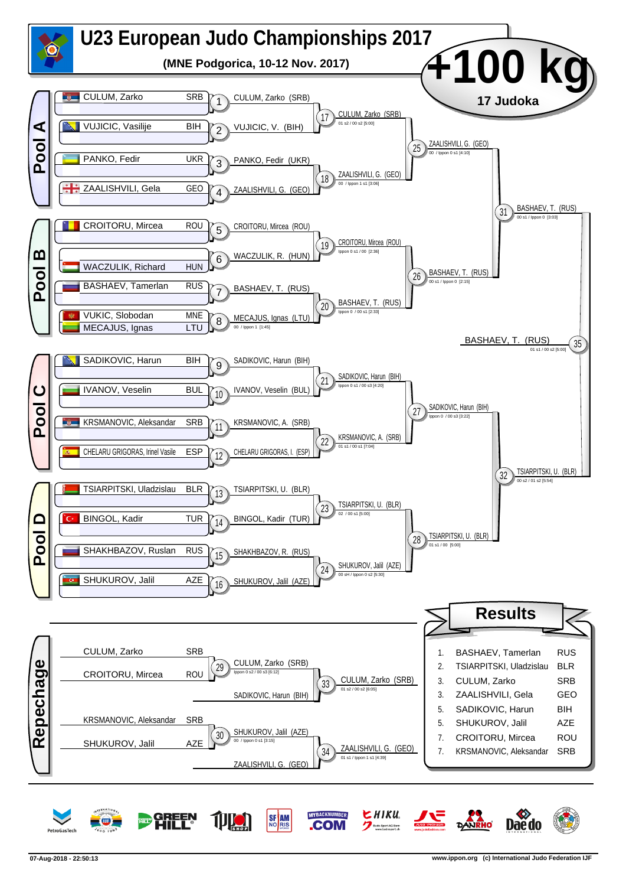# U23 European Judo Championships 2017

**(MNE Podgorica, 10-12 Nov. 2017)**

# +100 kg

**17 Judoka**

## Pool A

| Athlete | Nation |
|---|---|
| CULUM, Zarko | SRB |
| VUJICIC, Vasilije | BIH |
| PANKO, Fedir | UKR |
| ZAALISHVILI, Gela | GEO |

- 1: CULUM, Zarko (SRB)
- 2: VUJICIC, V. (BIH)
- 3: PANKO, Fedir (UKR)
- 4: ZAALISHVILI, G. (GEO)
- 17: CULUM, Zarko (SRB) — 01 s2 / 00 s2 [5:00]
- 18: ZAALISHVILI, G. (GEO) — 00 / Ippon 1 s1 [3:06]
- 25: ZAALISHVILI, G. (GEO) — 00 / Ippon 0 s1 [4:10]

## Pool B

| Athlete | Nation |
|---|---|
| CROITORU, Mircea | ROU |
| WACZULIK, Richard | HUN |
| BASHAEV, Tamerlan | RUS |
| VUKIC, Slobodan | MNE |
| MECAJUS, Ignas | LTU |

- 5: CROITORU, Mircea (ROU)
- 6: WACZULIK, R. (HUN)
- 7: BASHAEV, T. (RUS)
- 8: MECAJUS, Ignas (LTU) — 00 / Ippon 1 [1:45]
- 19: CROITORU, Mircea (ROU) — Ippon 0 s1 / 00 [2:36]
- 20: BASHAEV, T. (RUS) — Ippon 0 / 00 s1 [2:33]
- 26: BASHAEV, T. (RUS) — 00 s1 / Ippon 0 [2:15]
- 31: BASHAEV, T. (RUS) — 00 s1 / Ippon 0 [3:03]

## Pool C

| Athlete | Nation |
|---|---|
| SADIKOVIC, Harun | BIH |
| IVANOV, Veselin | BUL |
| KRSMANOVIC, Aleksandar | SRB |
| CHELARU GRIGORAS, Irinel Vasile | ESP |

- 9: SADIKOVIC, Harun (BIH)
- 10: IVANOV, Veselin (BUL)
- 11: KRSMANOVIC, A. (SRB)
- 12: CHELARU GRIGORAS, I. (ESP)
- 21: SADIKOVIC, Harun (BIH) — Ippon 0 s1 / 00 s3 [4:20]
- 22: KRSMANOVIC, A. (SRB) — 01 s1 / 00 s1 [7:04]
- 27: SADIKOVIC, Harun (BIH) — Ippon 0 / 00 s3 [3:22]

## Pool D

| Athlete | Nation |
|---|---|
| TSIARPITSKI, Uladzislau | BLR |
| BINGOL, Kadir | TUR |
| SHAKHBAZOV, Ruslan | RUS |
| SHUKUROV, Jalil | AZE |

- 13: TSIARPITSKI, U. (BLR)
- 14: BINGOL, Kadir (TUR)
- 15: SHAKHBAZOV, R. (RUS)
- 16: SHUKUROV, Jalil (AZE)
- 23: TSIARPITSKI, U. (BLR) — 02 / 00 s1 [5:00]
- 24: SHUKUROV, Jalil (AZE) — 00 sH / Ippon 0 s2 [5:30]
- 28: TSIARPITSKI, U. (BLR) — 01 s1 / 00 [5:00]
- 32: TSIARPITSKI, U. (BLR) — 00 s2 / 01 s2 [5:54]

## Final

- 35: BASHAEV, T. (RUS) — 01 s1 / 00 s2 [5:00]

## Repechage

- 29: CULUM, Zarko (SRB) vs CROITORU, Mircea (ROU) → CULUM, Zarko (SRB) — Ippon 0 s2 / 00 s3 [6:12]
- 33: CULUM, Zarko (SRB) vs SADIKOVIC, Harun (BIH) → CULUM, Zarko (SRB) — 01 s2 / 00 s2 [6:05]
- 30: KRSMANOVIC, Aleksandar (SRB) vs SHUKUROV, Jalil (AZE) → SHUKUROV, Jalil (AZE) — 00 / Ippon 0 s1 [3:15]
- 34: SHUKUROV, Jalil (AZE) vs ZAALISHVILI, G. (GEO) → ZAALISHVILI, G. (GEO) — 01 s1 / Ippon 1 s1 [4:39]

## Results

| Place | Name | Nation |
|---|---|---|
| 1. | BASHAEV, Tamerlan | RUS |
| 2. | TSIARPITSKI, Uladzislau | BLR |
| 3. | CULUM, Zarko | SRB |
| 3. | ZAALISHVILI, Gela | GEO |
| 5. | SADIKOVIC, Harun | BIH |
| 5. | SHUKUROV, Jalil | AZE |
| 7. | CROITORU, Mircea | ROU |
| 7. | KRSMANOVIC, Aleksandar | SRB |

07-Aug-2018 - 22:50:13 — www.ippon.org (c) International Judo Federation IJF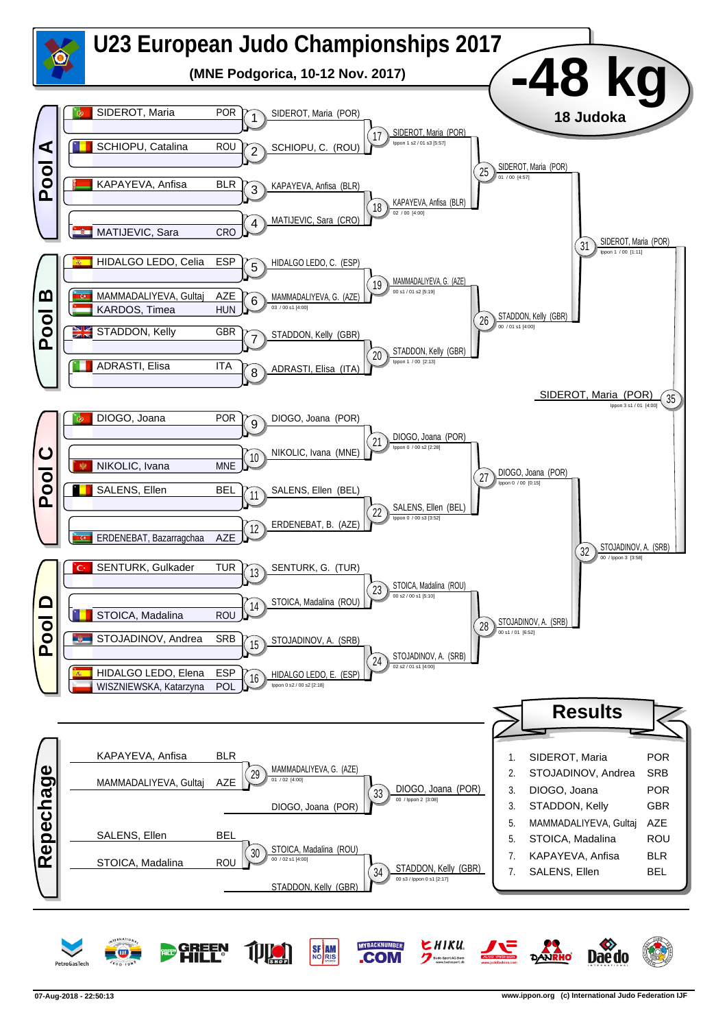# U23 European Judo Championships 2017

**(MNE Podgorica, 10-12 Nov. 2017)**

# -48 kg

**18 Judoka**

## Pool A

| Athlete | Country |
|---|---|
| SIDEROT, Maria | POR |
| SCHIOPU, Catalina | ROU |
| KAPAYEVA, Anfisa | BLR |
| MATIJEVIC, Sara | CRO |

- 1: SIDEROT, Maria (POR)
- 2: SCHIOPU, C. (ROU)
- 3: KAPAYEVA, Anfisa (BLR)
- 4: MATIJEVIC, Sara (CRO)
- 17: SIDEROT, Maria (POR) — Ippon 1 s2 / 01 s3 [5:57]
- 18: KAPAYEVA, Anfisa (BLR) — 02 / 00 [4:00]
- 25: SIDEROT, Maria (POR) — 01 / 00 [4:57]

## Pool B

| Athlete | Country |
|---|---|
| HIDALGO LEDO, Celia | ESP |
| MAMMADALIYEVA, Gultaj | AZE |
| KARDOS, Timea | HUN |
| STADDON, Kelly | GBR |
| ADRASTI, Elisa | ITA |

- 5: HIDALGO LEDO, C. (ESP)
- 6: MAMMADALIYEVA, G. (AZE) — 03 / 00 s1 [4:00]
- 7: STADDON, Kelly (GBR)
- 8: ADRASTI, Elisa (ITA)
- 19: MAMMADALIYEVA, G. (AZE) — 00 s1 / 01 s2 [5:19]
- 20: STADDON, Kelly (GBR) — Ippon 1 / 00 [2:13]
- 26: STADDON, Kelly (GBR) — 00 / 01 s1 [4:00]
- 31: SIDEROT, Maria (POR) — Ippon 1 / 00 [1:11]

## Pool C

| Athlete | Country |
|---|---|
| DIOGO, Joana | POR |
| NIKOLIC, Ivana | MNE |
| SALENS, Ellen | BEL |
| ERDENEBAT, Bazarragchaa | AZE |

- 9: DIOGO, Joana (POR)
- 10: NIKOLIC, Ivana (MNE)
- 11: SALENS, Ellen (BEL)
- 12: ERDENEBAT, B. (AZE)
- 21: DIOGO, Joana (POR) — Ippon 0 / 00 s2 [2:28]
- 22: SALENS, Ellen (BEL) — Ippon 0 / 00 s3 [3:52]
- 27: DIOGO, Joana (POR) — Ippon 0 / 00 [0:15]

## Pool D

| Athlete | Country |
|---|---|
| SENTURK, Gulkader | TUR |
| STOICA, Madalina | ROU |
| STOJADINOV, Andrea | SRB |
| HIDALGO LEDO, Elena | ESP |
| WISZNIEWSKA, Katarzyna | POL |

- 13: SENTURK, G. (TUR)
- 14: STOICA, Madalina (ROU)
- 15: STOJADINOV, A. (SRB)
- 16: HIDALGO LEDO, E. (ESP) — Ippon 0 s2 / 00 s2 [2:18]
- 23: STOICA, Madalina (ROU) — 00 s2 / 00 s1 [5:10]
- 24: STOJADINOV, A. (SRB) — 02 s2 / 01 s3 [4:00]
- 28: STOJADINOV, A. (SRB) — 00 s1 / 01 [6:52]
- 32: STOJADINOV, A. (SRB) — 00 / Ippon 3 [3:58]

## Final

- 35: SIDEROT, Maria (POR) — Ippon 3 s1 / 01 [4:00]

## Repechage

| Athlete | Country |
|---|---|
| KAPAYEVA, Anfisa | BLR |
| MAMMADALIYEVA, Gultaj | AZE |
| SALENS, Ellen | BEL |
| STOICA, Madalina | ROU |

- 29: MAMMADALIYEVA, G. (AZE) — 01 / 02 [4:00]
- 33: DIOGO, Joana (POR) — 00 / Ippon 2 [3:08] (vs DIOGO, Joana (POR))
- 30: STOICA, Madalina (ROU) — 00 / 02 s1 [4:00]
- 34: STADDON, Kelly (GBR) — 00 s3 / Ippon 0 s1 [2:17] (vs STADDON, Kelly (GBR))

## Results

| Rank | Name | Country |
|---|---|---|
| 1. | SIDEROT, Maria | POR |
| 2. | STOJADINOV, Andrea | SRB |
| 3. | DIOGO, Joana | POR |
| 3. | STADDON, Kelly | GBR |
| 5. | MAMMADALIYEVA, Gultaj | AZE |
| 5. | STOICA, Madalina | ROU |
| 7. | KAPAYEVA, Anfisa | BLR |
| 7. | SALENS, Ellen | BEL |

07-Aug-2018 - 22:50:13 — www.ippon.org (c) International Judo Federation IJF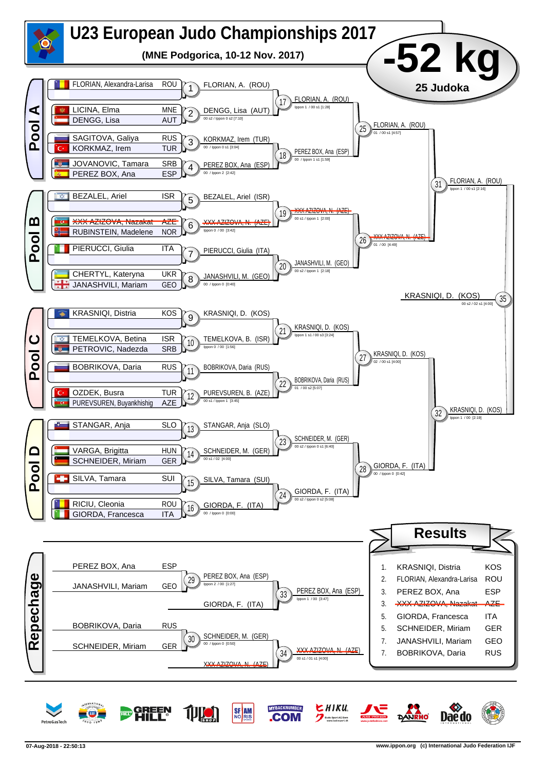# U23 European Judo Championships 2017

**(MNE Podgorica, 10-12 Nov. 2017)**

## -52 kg

**25 Judoka**

## Pool A

| Athlete | Country | Match | Winner | Score |
|---|---|---|---|---|
| FLORIAN, Alexandra-Larisa | ROU | 1 | FLORIAN, A. (ROU) | |
| LICINA, Elma / DENGG, Lisa | MNE / AUT | 2 | DENGG, Lisa (AUT) | 00 s2 / Ippon 0 s2 [7:10] |
| SAGITOVA, Galiya / KORKMAZ, Irem | RUS / TUR | 3 | KORKMAZ, Irem (TUR) | 00 / Ippon 0 s1 [3:04] |
| JOVANOVIC, Tamara / PEREZ BOX, Ana | SRB / ESP | 4 | PEREZ BOX, Ana (ESP) | 00 / Ippon 2 [2:42] |

- 17: FLORIAN, A. (ROU) — Ippon 1 / 00 s1 [1:28]
- 18: PEREZ BOX, Ana (ESP) — 00 / Ippon 1 s1 [1:59]
- 25: FLORIAN, A. (ROU) — 01 / 00 s1 [4:57]

## Pool B

| Athlete | Country | Match | Winner | Score |
|---|---|---|---|---|
| BEZALEL, Ariel | ISR | 5 | BEZALEL, Ariel (ISR) | |
| ~~XXX-AZIZOVA, Nazakat~~ / RUBINSTEIN, Madelene | ~~AZE~~ / NOR | 6 | ~~XXX-AZIZOVA, N. (AZE)~~ | Ippon 0 / 00 [3:42] |
| PIERUCCI, Giulia | ITA | 7 | PIERUCCI, Giulia (ITA) | |
| CHERTYL, Kateryna / JANASHVILI, Mariam | UKR / GEO | 8 | JANASHVILI, M. (GEO) | 00 / Ippon 0 [0:40] |

- 19: ~~XXX-AZIZOVA, N. (AZE)~~ — 00 s1 / Ippon 1 [2:00]
- 20: JANASHVILI, M. (GEO) — 00 s2 / Ippon 1 [2:18]
- 26: ~~XXX-AZIZOVA, N. (AZE)~~ — 01 / 00 [4:49]
- 31: FLORIAN, A. (ROU) — Ippon 1 / 00 s1 [2:16]

## Pool C

| Athlete | Country | Match | Winner | Score |
|---|---|---|---|---|
| KRASNIQI, Distria | KOS | 9 | KRASNIQI, D. (KOS) | |
| TEMELKOVA, Betina / PETROVIC, Nadezda | ISR / SRB | 10 | TEMELKOVA, B. (ISR) | Ippon 0 / 00 [1:56] |
| BOBRIKOVA, Daria | RUS | 11 | BOBRIKOVA, Daria (RUS) | |
| OZDEK, Busra / PUREVSUREN, Buyankhishig | TUR / AZE | 12 | PUREVSUREN, B. (AZE) | 00 s1 / Ippon 1 [3:45] |

- 21: KRASNIQI, D. (KOS) — Ippon 1 s1 / 00 s3 [3:24]
- 22: BOBRIKOVA, Daria (RUS) — 01 / 00 s2 [5:07]
- 27: KRASNIQI, D. (KOS) — 02 / 00 s1 [4:00]

## Pool D

| Athlete | Country | Match | Winner | Score |
|---|---|---|---|---|
| STANGAR, Anja | SLO | 13 | STANGAR, Anja (SLO) | |
| VARGA, Brigitta / SCHNEIDER, Miriam | HUN / GER | 14 | SCHNEIDER, M. (GER) | 00 s1 / 02 [4:00] |
| SILVA, Tamara | SUI | 15 | SILVA, Tamara (SUI) | |
| RICIU, Cleonia / GIORDA, Francesca | ROU / ITA | 16 | GIORDA, F. (ITA) | 00 / Ippon 0 [0:00] |

- 23: SCHNEIDER, M. (GER) — 00 s2 / Ippon 0 s1 [6:40]
- 24: GIORDA, F. (ITA) — 00 s2 / Ippon 0 s2 [5:08]
- 28: GIORDA, F. (ITA) — 00 / Ippon 0 [0:42]
- 32: KRASNIQI, D. (KOS) — Ippon 1 / 00 [2:19]

**Final 35:** KRASNIQI, D. (KOS) — 00 s2 / 02 s1 [4:00]

## Repechage

| Athletes | Match | Winner | Score |
|---|---|---|---|
| PEREZ BOX, Ana (ESP) / JANASHVILI, Mariam (GEO) | 29 | PEREZ BOX, Ana (ESP) | Ippon 2 / 00 [1:27] |
| BOBRIKOVA, Daria (RUS) / SCHNEIDER, Miriam (GER) | 30 | SCHNEIDER, M. (GER) | 00 / Ippon 0 [0:50] |
| PEREZ BOX, Ana (ESP) / GIORDA, F. (ITA) | 33 | PEREZ BOX, Ana (ESP) | Ippon 1 / 00 [3:47] |
| SCHNEIDER, M. (GER) / ~~XXX-AZIZOVA, N. (AZE)~~ | 34 | ~~XXX-AZIZOVA, N. (AZE)~~ | 00 s1 / 01 s1 [4:00] |

## Results

| Rank | Name | Country |
|---|---|---|
| 1. | KRASNIQI, Distria | KOS |
| 2. | FLORIAN, Alexandra-Larisa | ROU |
| 3. | PEREZ BOX, Ana | ESP |
| 3. | ~~XXX-AZIZOVA, Nazakat~~ | ~~AZE~~ |
| 5. | GIORDA, Francesca | ITA |
| 5. | SCHNEIDER, Miriam | GER |
| 7. | JANASHVILI, Mariam | GEO |
| 7. | BOBRIKOVA, Daria | RUS |

07-Aug-2018 - 22:50:13

www.ippon.org (c) International Judo Federation IJF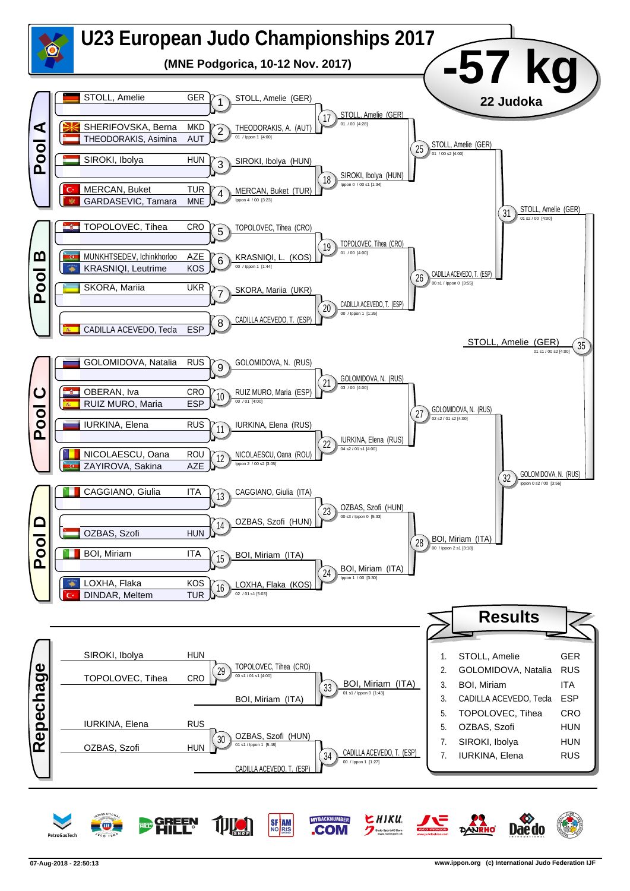# U23 European Judo Championships 2017

**(MNE Podgorica, 10-12 Nov. 2017)**

## -57 kg

**22 Judoka**

## Pool A

| Athlete | Nation |
|---|---|
| STOLL, Amelie | GER |
| SHERIFOVSKA, Berna | MKD |
| THEODORAKIS, Asimina | AUT |
| SIROKI, Ibolya | HUN |
| MERCAN, Buket | TUR |
| GARDASEVIC, Tamara | MNE |

- 1: STOLL, Amelie (GER)
- 2: THEODORAKIS, A. (AUT) — 01 / Ippon 1 [4:00]
- 3: SIROKI, Ibolya (HUN)
- 4: MERCAN, Buket (TUR) — Ippon 4 / 00 [3:23]
- 17: STOLL, Amelie (GER) — 01 / 00 [4:28]
- 18: SIROKI, Ibolya (HUN) — Ippon 0 / 00 s1 [1:34]
- 25: STOLL, Amelie (GER) — 01 / 00 s2 [4:00]

## Pool B

| Athlete | Nation |
|---|---|
| TOPOLOVEC, Tihea | CRO |
| MUNKHTSEDEV, Ichinkhorloo | AZE |
| KRASNIQI, Leutrime | KOS |
| SKORA, Mariia | UKR |
| CADILLA ACEVEDO, Tecla | ESP |

- 5: TOPOLOVEC, Tihea (CRO)
- 6: KRASNIQI, L. (KOS) — 00 / Ippon 1 [1:44]
- 7: SKORA, Mariia (UKR)
- 8: CADILLA ACEVEDO, T. (ESP)
- 19: TOPOLOVEC, Tihea (CRO) — 01 / 00 [4:00]
- 20: CADILLA ACEVEDO, T. (ESP) — 00 / Ippon 1 [1:26]
- 26: CADILLA ACEVEDO, T. (ESP) — 00 s1 / Ippon 0 [3:55]
- 31: STOLL, Amelie (GER) — 01 s2 / 00 [4:00]

## Pool C

| Athlete | Nation |
|---|---|
| GOLOMIDOVA, Natalia | RUS |
| OBERAN, Iva | CRO |
| RUIZ MURO, Maria | ESP |
| IURKINA, Elena | RUS |
| NICOLAESCU, Oana | ROU |
| ZAYIROVA, Sakina | AZE |

- 9: GOLOMIDOVA, N. (RUS)
- 10: RUIZ MURO, Maria (ESP) — 00 / 01 [4:00]
- 11: IURKINA, Elena (RUS)
- 12: NICOLAESCU, Oana (ROU) — Ippon 2 / 00 s2 [3:05]
- 21: GOLOMIDOVA, N. (RUS) — 03 / 00 [4:00]
- 22: IURKINA, Elena (RUS) — 04 s2 / 01 s1 [4:00]
- 27: GOLOMIDOVA, N. (RUS) — 02 s2 / 01 s2 [4:00]

## Pool D

| Athlete | Nation |
|---|---|
| CAGGIANO, Giulia | ITA |
| OZBAS, Szofi | HUN |
| BOI, Miriam | ITA |
| LOXHA, Flaka | KOS |
| DINDAR, Meltem | TUR |

- 13: CAGGIANO, Giulia (ITA)
- 14: OZBAS, Szofi (HUN)
- 15: BOI, Miriam (ITA)
- 16: LOXHA, Flaka (KOS) — 02 / 01 s1 [5:03]
- 23: OZBAS, Szofi (HUN) — 00 s3 / Ippon 0 [5:33]
- 24: BOI, Miriam (ITA) — Ippon 1 / 00 [3:30]
- 28: BOI, Miriam (ITA) — 00 / Ippon 2 s1 [3:18]
- 32: GOLOMIDOVA, N. (RUS) — Ippon 0 s2 / 00 [3:56]

## Final

- 35: STOLL, Amelie (GER) — 01 s1 / 00 s2 [4:00]

## Repechage

| Athlete | Nation |
|---|---|
| SIROKI, Ibolya | HUN |
| TOPOLOVEC, Tihea | CRO |
| IURKINA, Elena | RUS |
| OZBAS, Szofi | HUN |

- 29: TOPOLOVEC, Tihea (CRO) — 00 s1 / 01 s1 [4:00]
- 33: BOI, Miriam (ITA) vs. TOPOLOVEC, Tihea (CRO) → BOI, Miriam (ITA) — 01 s1 / Ippon 0 [1:43]
- 30: OZBAS, Szofi (HUN) — 01 s1 / Ippon 1 [5:48]
- 34: CADILLA ACEVEDO, T. (ESP) vs. OZBAS, Szofi (HUN) → CADILLA ACEVEDO, T. (ESP) — 00 / Ippon 1 [1:27]

## Results

| Place | Athlete | Nation |
|---|---|---|
| 1. | STOLL, Amelie | GER |
| 2. | GOLOMIDOVA, Natalia | RUS |
| 3. | BOI, Miriam | ITA |
| 3. | CADILLA ACEVEDO, Tecla | ESP |
| 5. | TOPOLOVEC, Tihea | CRO |
| 5. | OZBAS, Szofi | HUN |
| 7. | SIROKI, Ibolya | HUN |
| 7. | IURKINA, Elena | RUS |

07-Aug-2018 - 22:50:13 www.ippon.org (c) International Judo Federation IJF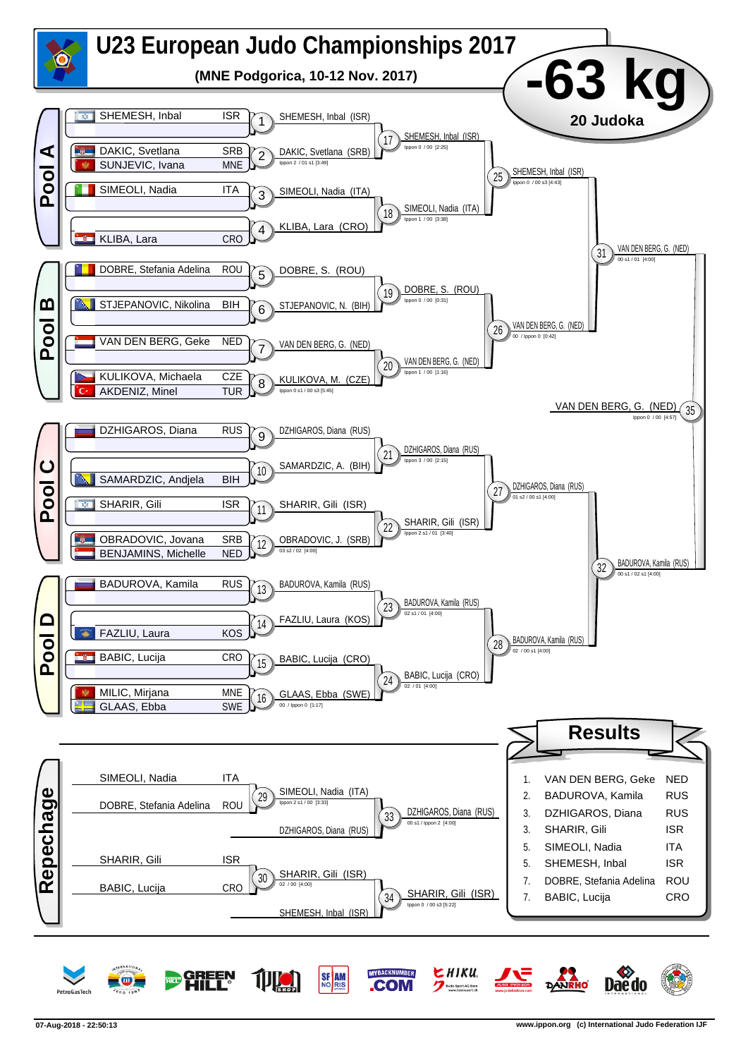# U23 European Judo Championships 2017

**(MNE Podgorica, 10-12 Nov. 2017)**

## -63 kg

**20 Judoka**

## Pool A

| Competitor | Country |
|---|---|
| SHEMESH, Inbal | ISR |
| DAKIC, Svetlana | SRB |
| SUNJEVIC, Ivana | MNE |
| SIMEOLI, Nadia | ITA |
| KLIBA, Lara | CRO |

- 1: SHEMESH, Inbal (ISR)
- 2: DAKIC, Svetlana (SRB) — Ippon 2 / 01 s1 [3:49]
- 3: SIMEOLI, Nadia (ITA)
- 4: KLIBA, Lara (CRO)
- 17: SHEMESH, Inbal (ISR) — Ippon 0 / 00 [2:25]
- 18: SIMEOLI, Nadia (ITA) — Ippon 1 / 00 [3:38]
- 25: SHEMESH, Inbal (ISR) — Ippon 0 / 00 s3 [4:43]

## Pool B

| Competitor | Country |
|---|---|
| DOBRE, Stefania Adelina | ROU |
| STJEPANOVIC, Nikolina | BIH |
| VAN DEN BERG, Geke | NED |
| KULIKOVA, Michaela | CZE |
| AKDENIZ, Minel | TUR |

- 5: DOBRE, S. (ROU)
- 6: STJEPANOVIC, N. (BIH)
- 7: VAN DEN BERG, G. (NED)
- 8: KULIKOVA, M. (CZE) — Ippon 0 s1 / 00 s3 [5:45]
- 19: DOBRE, S. (ROU) — Ippon 0 / 00 [0:31]
- 20: VAN DEN BERG, G. (NED) — Ippon 1 / 00 [1:16]
- 26: VAN DEN BERG, G. (NED) — 00 / Ippon 0 [0:42]
- 31: VAN DEN BERG, G. (NED) — 00 s1 / 01 [4:00]

## Pool C

| Competitor | Country |
|---|---|
| DZHIGAROS, Diana | RUS |
| SAMARDZIC, Andjela | BIH |
| SHARIR, Gili | ISR |
| OBRADOVIC, Jovana | SRB |
| BENJAMINS, Michelle | NED |

- 9: DZHIGAROS, Diana (RUS)
- 10: SAMARDZIC, A. (BIH)
- 11: SHARIR, Gili (ISR)
- 12: OBRADOVIC, J. (SRB) — 03 s2 / 02 [4:00]
- 21: DZHIGAROS, Diana (RUS) — Ippon 3 / 00 [2:15]
- 22: SHARIR, Gili (ISR) — Ippon 2 s1 / 01 [3:40]
- 27: DZHIGAROS, Diana (RUS) — 01 s2 / 00 s1 [4:00]

## Pool D

| Competitor | Country |
|---|---|
| BADUROVA, Kamila | RUS |
| FAZLIU, Laura | KOS |
| BABIC, Lucija | CRO |
| MILIC, Mirjana | MNE |
| GLAAS, Ebba | SWE |

- 13: BADUROVA, Kamila (RUS)
- 14: FAZLIU, Laura (KOS)
- 15: BABIC, Lucija (CRO)
- 16: GLAAS, Ebba (SWE) — 00 / Ippon 0 [1:17]
- 23: BADUROVA, Kamila (RUS) — 02 s1 / 01 [4:00]
- 24: BABIC, Lucija (CRO) — 02 / 01 [4:00]
- 28: BADUROVA, Kamila (RUS) — 02 / 00 s1 [4:00]
- 32: BADUROVA, Kamila (RUS) — 00 s1 / 02 s1 [4:00]

## Final

- 35: VAN DEN BERG, G. (NED) — Ippon 0 / 00 [4:57]

## Repechage

- 29: SIMEOLI, Nadia (ITA) vs DOBRE, Stefania Adelina (ROU) → SIMEOLI, Nadia (ITA) — Ippon 2 s1 / 00 [3:33]
- 33: SIMEOLI, Nadia (ITA) vs DZHIGAROS, Diana (RUS) → DZHIGAROS, Diana (RUS) — 00 s1 / Ippon 2 [4:00]
- 30: SHARIR, Gili (ISR) vs BABIC, Lucija (CRO) → SHARIR, Gili (ISR) — 02 / 00 [4:00]
- 34: SHARIR, Gili (ISR) vs SHEMESH, Inbal (ISR) → SHARIR, Gili (ISR) — Ippon 0 / 00 s3 [5:22]

## Results

| Place | Name | Country |
|---|---|---|
| 1. | VAN DEN BERG, Geke | NED |
| 2. | BADUROVA, Kamila | RUS |
| 3. | DZHIGAROS, Diana | RUS |
| 3. | SHARIR, Gili | ISR |
| 5. | SIMEOLI, Nadia | ITA |
| 5. | SHEMESH, Inbal | ISR |
| 7. | DOBRE, Stefania Adelina | ROU |
| 7. | BABIC, Lucija | CRO |

07-Aug-2018 - 22:50:13

www.ippon.org (c) International Judo Federation IJF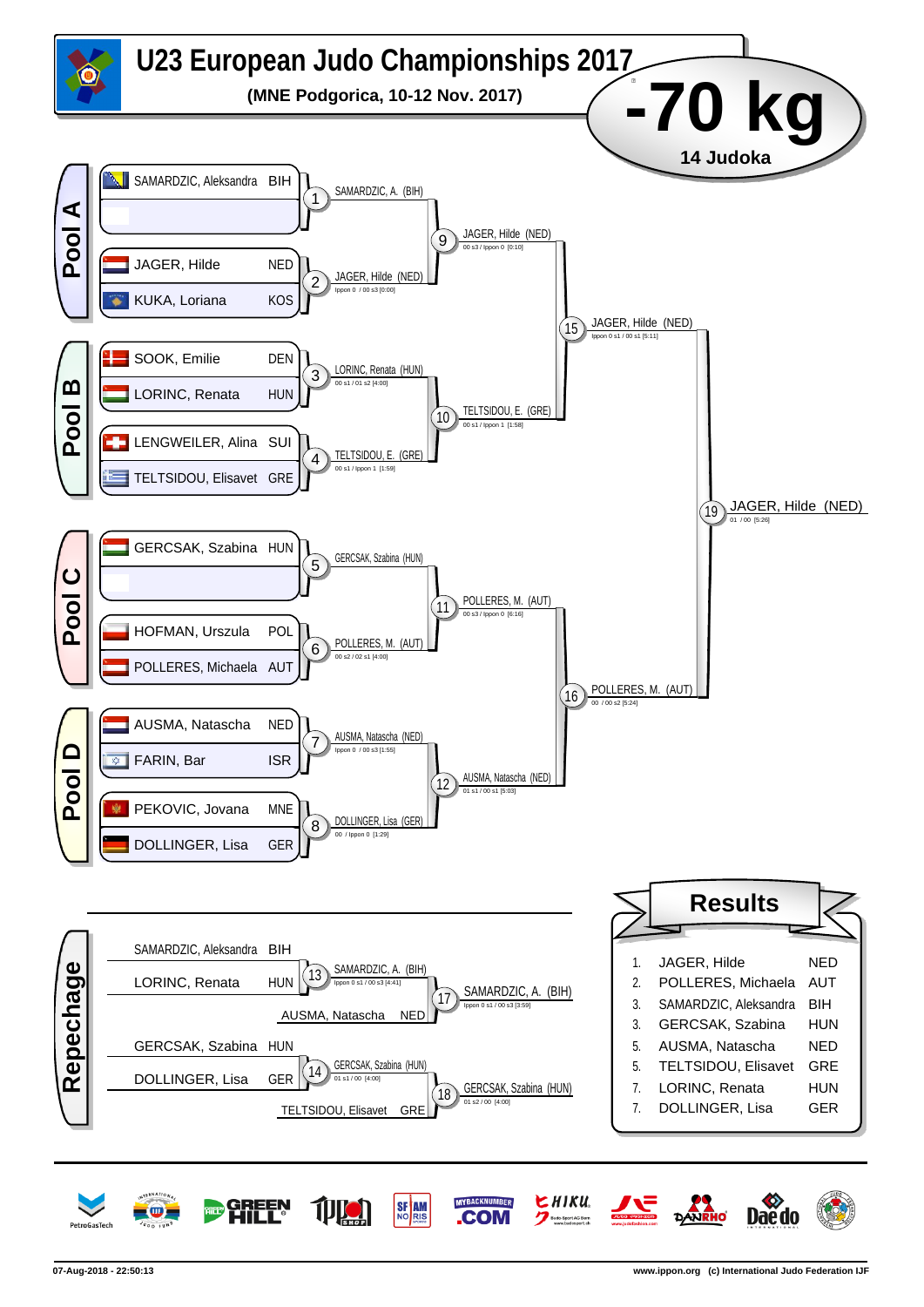# U23 European Judo Championships 2017

**(MNE Podgorica, 10-12 Nov. 2017)**

## -70 kg

**14 Judoka**

### Pool A

| Athlete | Country |
|---|---|
| SAMARDZIC, Aleksandra | BIH |
| | |
| JAGER, Hilde | NED |
| KUKA, Loriana | KOS |

- 1: SAMARDZIC, A. (BIH)
- 2: JAGER, Hilde (NED) — Ippon 0 / 00 s3 [0:00]
- 9: JAGER, Hilde (NED) — 00 s3 / Ippon 0 [0:10]

### Pool B

| Athlete | Country |
|---|---|
| SOOK, Emilie | DEN |
| LORINC, Renata | HUN |
| LENGWEILER, Alina | SUI |
| TELTSIDOU, Elisavet | GRE |

- 3: LORINC, Renata (HUN) — 00 s1 / 01 s2 [4:00]
- 4: TELTSIDOU, E. (GRE) — 00 s1 / Ippon 1 [1:59]
- 10: TELTSIDOU, E. (GRE) — 00 s1 / Ippon 1 [1:58]

- 15: JAGER, Hilde (NED) — Ippon 0 s1 / 00 s1 [5:11]

### Pool C

| Athlete | Country |
|---|---|
| GERCSAK, Szabina | HUN |
| | |
| HOFMAN, Urszula | POL |
| POLLERES, Michaela | AUT |

- 5: GERCSAK, Szabina (HUN)
- 6: POLLERES, M. (AUT) — 00 s2 / 02 s1 [4:00]
- 11: POLLERES, M. (AUT) — 00 s3 / Ippon 0 [6:16]

### Pool D

| Athlete | Country |
|---|---|
| AUSMA, Natascha | NED |
| FARIN, Bar | ISR |
| PEKOVIC, Jovana | MNE |
| DOLLINGER, Lisa | GER |

- 7: AUSMA, Natascha (NED) — Ippon 0 / 00 s3 [1:55]
- 8: DOLLINGER, Lisa (GER) — 00 / Ippon 0 [1:29]
- 12: AUSMA, Natascha (NED) — 01 s1 / 00 s1 [5:03]

- 16: POLLERES, M. (AUT) — 00 / 00 s2 [5:24]

**Final**

- 19: JAGER, Hilde (NED) — 01 / 00 [5:26]

### Repechage

- 13: SAMARDZIC, Aleksandra (BIH) vs LORINC, Renata (HUN) → SAMARDZIC, A. (BIH) — Ippon 0 s1 / 00 s3 [4:41]
- 17: SAMARDZIC, A. (BIH) vs AUSMA, Natascha (NED) → SAMARDZIC, A. (BIH) — Ippon 0 s1 / 00 s3 [3:59]
- 14: GERCSAK, Szabina (HUN) vs DOLLINGER, Lisa (GER) → GERCSAK, Szabina (HUN) — 01 s1 / 00 [4:00]
- 18: GERCSAK, Szabina (HUN) vs TELTSIDOU, Elisavet (GRE) → GERCSAK, Szabina (HUN) — 01 s2 / 00 [4:00]

### Results

| Place | Athlete | Country |
|---|---|---|
| 1. | JAGER, Hilde | NED |
| 2. | POLLERES, Michaela | AUT |
| 3. | SAMARDZIC, Aleksandra | BIH |
| 3. | GERCSAK, Szabina | HUN |
| 5. | AUSMA, Natascha | NED |
| 5. | TELTSIDOU, Elisavet | GRE |
| 7. | LORINC, Renata | HUN |
| 7. | DOLLINGER, Lisa | GER |

07-Aug-2018 - 22:50:13 www.ippon.org (c) International Judo Federation IJF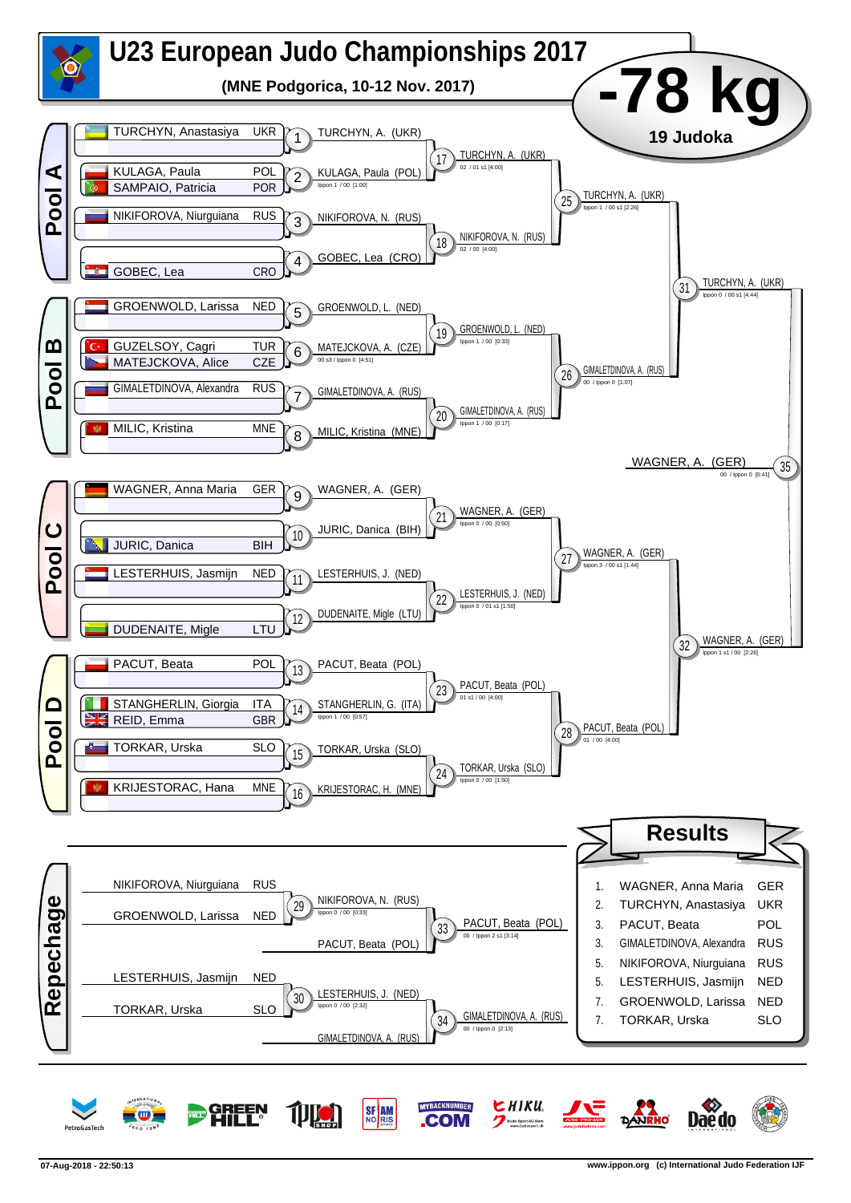# U23 European Judo Championships 2017

**(MNE Podgorica, 10-12 Nov. 2017)**

## -78 kg

**19 Judoka**

### Pool A

| Athlete | Nation |
|---|---|
| TURCHYN, Anastasiya | UKR |
| KULAGA, Paula | POL |
| SAMPAIO, Patricia | POR |
| NIKIFOROVA, Niurguiana | RUS |
| GOBEC, Lea | CRO |

- 1: TURCHYN, A. (UKR)
- 2: KULAGA, Paula (POL) — Ippon 1 / 00 [1:00]
- 3: NIKIFOROVA, N. (RUS)
- 4: GOBEC, Lea (CRO)
- 17: TURCHYN, A. (UKR) — 02 / 01 s1 [4:00]
- 18: NIKIFOROVA, N. (RUS) — 02 / 00 [4:00]
- 25: TURCHYN, A. (UKR) — Ippon 1 / 00 s1 [2:26]

### Pool B

| Athlete | Nation |
|---|---|
| GROENWOLD, Larissa | NED |
| GUZELSOY, Cagri | TUR |
| MATEJCKOVA, Alice | CZE |
| GIMALETDINOVA, Alexandra | RUS |
| MILIC, Kristina | MNE |

- 5: GROENWOLD, L. (NED)
- 6: MATEJCKOVA, A. (CZE) — 00 s3 / Ippon 0 [4:51]
- 7: GIMALETDINOVA, A. (RUS)
- 8: MILIC, Kristina (MNE)
- 19: GROENWOLD, L. (NED) — Ippon 1 / 00 [0:33]
- 20: GIMALETDINOVA, A. (RUS) — Ippon 1 / 00 [0:17]
- 26: GIMALETDINOVA, A. (RUS) — 00 / Ippon 0 [1:07]
- 31: TURCHYN, A. (UKR) — Ippon 0 / 00 s1 [4:44]

### Pool C

| Athlete | Nation |
|---|---|
| WAGNER, Anna Maria | GER |
| JURIC, Danica | BIH |
| LESTERHUIS, Jasmijn | NED |
| DUDENAITE, Migle | LTU |

- 9: WAGNER, A. (GER)
- 10: JURIC, Danica (BIH)
- 11: LESTERHUIS, J. (NED)
- 12: DUDENAITE, Migle (LTU)
- 21: WAGNER, A. (GER) — Ippon 0 / 00 [0:50]
- 22: LESTERHUIS, J. (NED) — Ippon 0 / 01 s1 [1:50]
- 27: WAGNER, A. (GER) — Ippon 3 / 00 s1 [1:44]

### Pool D

| Athlete | Nation |
|---|---|
| PACUT, Beata | POL |
| STANGHERLIN, Giorgia | ITA |
| REID, Emma | GBR |
| TORKAR, Urska | SLO |
| KRIJESTORAC, Hana | MNE |

- 13: PACUT, Beata (POL)
- 14: STANGHERLIN, G. (ITA) — Ippon 1 / 00 [0:57]
- 15: TORKAR, Urska (SLO)
- 16: KRIJESTORAC, H. (MNE)
- 23: PACUT, Beata (POL) — 01 s1 / 00 [4:00]
- 24: TORKAR, Urska (SLO) — Ippon 0 / 00 [1:50]
- 28: PACUT, Beata (POL) — 01 / 00 [4:00]
- 32: WAGNER, A. (GER) — Ippon 1 s1 / 00 [2:26]

### Final

- 35: WAGNER, A. (GER) — 00 / Ippon 0 [0:41]

### Repechage

- 29: NIKIFOROVA, Niurguiana (RUS) vs GROENWOLD, Larissa (NED) → NIKIFOROVA, N. (RUS) — Ippon 0 / 00 [0:33]
- 33: NIKIFOROVA, N. (RUS) vs PACUT, Beata (POL) → PACUT, Beata (POL) — 00 / Ippon 2 s1 [3:14]
- 30: LESTERHUIS, Jasmijn (NED) vs TORKAR, Urska (SLO) → LESTERHUIS, J. (NED) — Ippon 0 / 00 [2:32]
- 34: LESTERHUIS, J. (NED) vs GIMALETDINOVA, A. (RUS) → GIMALETDINOVA, A. (RUS) — 00 / Ippon 0 [2:13]

### Results

| Place | Athlete | Nation |
|---|---|---|
| 1. | WAGNER, Anna Maria | GER |
| 2. | TURCHYN, Anastasiya | UKR |
| 3. | PACUT, Beata | POL |
| 3. | GIMALETDINOVA, Alexandra | RUS |
| 5. | NIKIFOROVA, Niurguiana | RUS |
| 5. | LESTERHUIS, Jasmijn | NED |
| 7. | GROENWOLD, Larissa | NED |
| 7. | TORKAR, Urska | SLO |

07-Aug-2018 - 22:50:13 — www.ippon.org (c) International Judo Federation IJF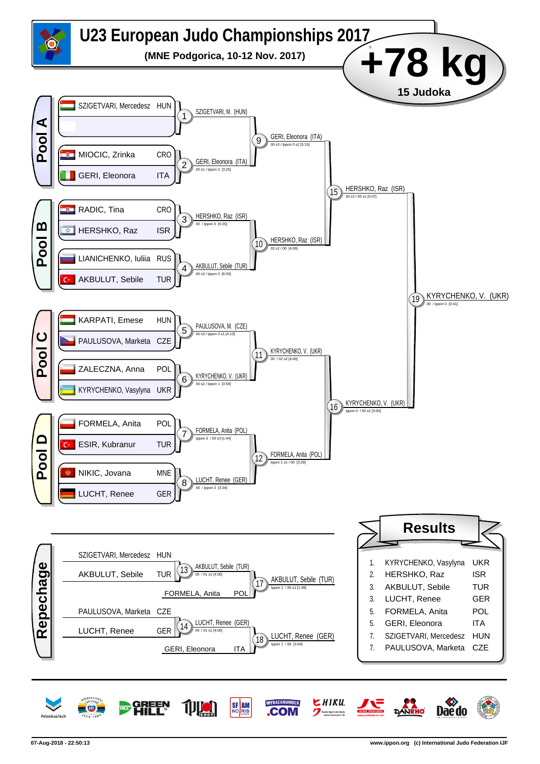# U23 European Judo Championships 2017

**(MNE Podgorica, 10-12 Nov. 2017)**

# +78 kg

**15 Judoka**

## Pool A

- SZIGETVARI, Mercedesz HUN
- (empty)
- MIOCIC, Zrinka CRO
- GERI, Eleonora ITA

1: SZIGETVARI, M. (HUN)

2: GERI, Eleonora (ITA) — 00 s1 / Ippon 2 [3:25]

9: GERI, Eleonora (ITA) — 00 s3 / Ippon 0 s2 [5:15]

## Pool B

- RADIC, Tina CRO
- HERSHKO, Raz ISR
- LIANICHENKO, Iuliia RUS
- AKBULUT, Sebile TUR

3: HERSHKO, Raz (ISR) — 00 / Ippon 0 [0:25]

4: AKBULUT, Sebile (TUR) — 00 s3 / Ippon 0 [6:03]

10: HERSHKO, Raz (ISR) — 02 s2 / 00 [4:00]

15: HERSHKO, Raz (ISR) — 00 s2 / 00 s1 [5:07]

## Pool C

- KARPATI, Emese HUN
- PAULUSOVA, Marketa CZE
- ZALECZNA, Anna POL
- KYRYCHENKO, Vasylyna UKR

5: PAULUSOVA, M. (CZE) — 00 s3 / Ippon 0 s1 [4:13]

6: KYRYCHENKO, V. (UKR) — 00 s2 / Ippon 1 [3:59]

11: KYRYCHENKO, V. (UKR) — 00 / 02 s2 [4:00]

## Pool D

- FORMELA, Anita POL
- ESIR, Kubranur TUR
- NIKIC, Jovana MNE
- LUCHT, Renee GER

7: FORMELA, Anita (POL) — Ippon 0 / 00 s3 [1:44]

8: LUCHT, Renee (GER) — 00 / Ippon 2 [3:34]

12: FORMELA, Anita (POL) — Ippon 1 s1 / 00 [3:28]

16: KYRYCHENKO, V. (UKR) — Ippon 0 / 00 s2 [3:00]

19: KYRYCHENKO, V. (UKR) — 00 / Ippon 0 [0:41]

## Repechage

13: SZIGETVARI, Mercedesz HUN vs AKBULUT, Sebile TUR — AKBULUT, Sebile (TUR) — 00 / 01 s1 [4:00]

17: AKBULUT, Sebile (TUR) vs FORMELA, Anita POL — AKBULUT, Sebile (TUR) — Ippon 1 / 00 s1 [1:48]

14: PAULUSOVA, Marketa CZE vs LUCHT, Renee GER — LUCHT, Renee (GER) — 00 / 01 s1 [4:00]

18: LUCHT, Renee (GER) vs GERI, Eleonora ITA — LUCHT, Renee (GER) — Ippon 1 / 00 [3:04]

## Results

| | | |
|---|---|---|
| 1. | KYRYCHENKO, Vasylyna | UKR |
| 2. | HERSHKO, Raz | ISR |
| 3. | AKBULUT, Sebile | TUR |
| 3. | LUCHT, Renee | GER |
| 5. | FORMELA, Anita | POL |
| 5. | GERI, Eleonora | ITA |
| 7. | SZIGETVARI, Mercedesz | HUN |
| 7. | PAULUSOVA, Marketa | CZE |

07-Aug-2018 - 22:50:13 www.ippon.org (c) International Judo Federation IJF